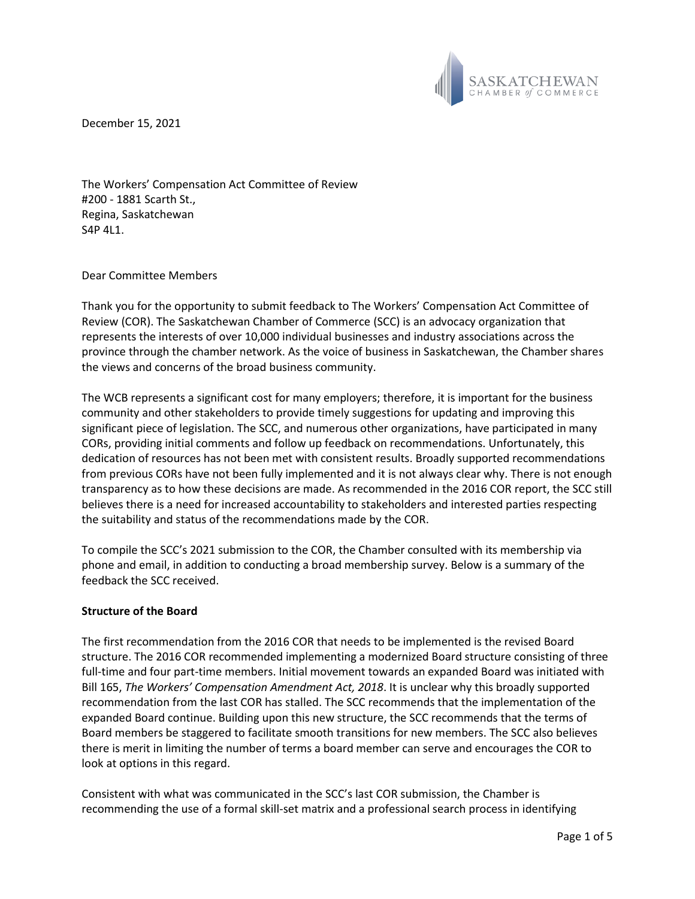SASKATCHEWAN CHAMBER *of* COMMERCE

December 15, 2021

The Workers' Compensation Act Committee of Review
#200 - 1881 Scarth St.,
Regina, Saskatchewan
S4P 4L1.

Dear Committee Members

Thank you for the opportunity to submit feedback to The Workers' Compensation Act Committee of Review (COR). The Saskatchewan Chamber of Commerce (SCC) is an advocacy organization that represents the interests of over 10,000 individual businesses and industry associations across the province through the chamber network. As the voice of business in Saskatchewan, the Chamber shares the views and concerns of the broad business community.

The WCB represents a significant cost for many employers; therefore, it is important for the business community and other stakeholders to provide timely suggestions for updating and improving this significant piece of legislation. The SCC, and numerous other organizations, have participated in many CORs, providing initial comments and follow up feedback on recommendations. Unfortunately, this dedication of resources has not been met with consistent results. Broadly supported recommendations from previous CORs have not been fully implemented and it is not always clear why. There is not enough transparency as to how these decisions are made. As recommended in the 2016 COR report, the SCC still believes there is a need for increased accountability to stakeholders and interested parties respecting the suitability and status of the recommendations made by the COR.

To compile the SCC's 2021 submission to the COR, the Chamber consulted with its membership via phone and email, in addition to conducting a broad membership survey. Below is a summary of the feedback the SCC received.

**Structure of the Board**

The first recommendation from the 2016 COR that needs to be implemented is the revised Board structure. The 2016 COR recommended implementing a modernized Board structure consisting of three full-time and four part-time members. Initial movement towards an expanded Board was initiated with Bill 165, *The Workers' Compensation Amendment Act, 2018*. It is unclear why this broadly supported recommendation from the last COR has stalled. The SCC recommends that the implementation of the expanded Board continue. Building upon this new structure, the SCC recommends that the terms of Board members be staggered to facilitate smooth transitions for new members. The SCC also believes there is merit in limiting the number of terms a board member can serve and encourages the COR to look at options in this regard.

Consistent with what was communicated in the SCC's last COR submission, the Chamber is recommending the use of a formal skill-set matrix and a professional search process in identifying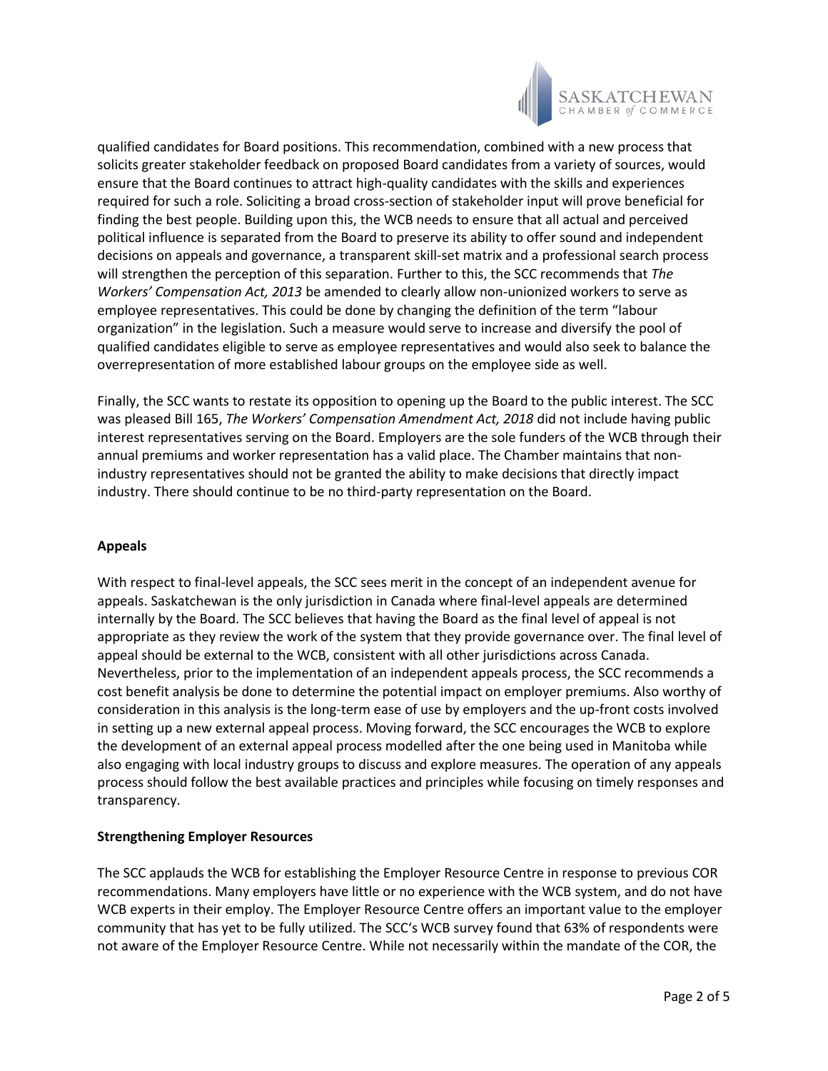qualified candidates for Board positions. This recommendation, combined with a new process that solicits greater stakeholder feedback on proposed Board candidates from a variety of sources, would ensure that the Board continues to attract high-quality candidates with the skills and experiences required for such a role. Soliciting a broad cross-section of stakeholder input will prove beneficial for finding the best people. Building upon this, the WCB needs to ensure that all actual and perceived political influence is separated from the Board to preserve its ability to offer sound and independent decisions on appeals and governance, a transparent skill-set matrix and a professional search process will strengthen the perception of this separation. Further to this, the SCC recommends that *The Workers' Compensation Act, 2013* be amended to clearly allow non-unionized workers to serve as employee representatives. This could be done by changing the definition of the term "labour organization" in the legislation. Such a measure would serve to increase and diversify the pool of qualified candidates eligible to serve as employee representatives and would also seek to balance the overrepresentation of more established labour groups on the employee side as well.

Finally, the SCC wants to restate its opposition to opening up the Board to the public interest. The SCC was pleased Bill 165, *The Workers' Compensation Amendment Act, 2018* did not include having public interest representatives serving on the Board. Employers are the sole funders of the WCB through their annual premiums and worker representation has a valid place. The Chamber maintains that non-industry representatives should not be granted the ability to make decisions that directly impact industry. There should continue to be no third-party representation on the Board.

**Appeals**

With respect to final-level appeals, the SCC sees merit in the concept of an independent avenue for appeals. Saskatchewan is the only jurisdiction in Canada where final-level appeals are determined internally by the Board. The SCC believes that having the Board as the final level of appeal is not appropriate as they review the work of the system that they provide governance over. The final level of appeal should be external to the WCB, consistent with all other jurisdictions across Canada. Nevertheless, prior to the implementation of an independent appeals process, the SCC recommends a cost benefit analysis be done to determine the potential impact on employer premiums. Also worthy of consideration in this analysis is the long-term ease of use by employers and the up-front costs involved in setting up a new external appeal process. Moving forward, the SCC encourages the WCB to explore the development of an external appeal process modelled after the one being used in Manitoba while also engaging with local industry groups to discuss and explore measures. The operation of any appeals process should follow the best available practices and principles while focusing on timely responses and transparency.

**Strengthening Employer Resources**

The SCC applauds the WCB for establishing the Employer Resource Centre in response to previous COR recommendations. Many employers have little or no experience with the WCB system, and do not have WCB experts in their employ. The Employer Resource Centre offers an important value to the employer community that has yet to be fully utilized. The SCC's WCB survey found that 63% of respondents were not aware of the Employer Resource Centre. While not necessarily within the mandate of the COR, the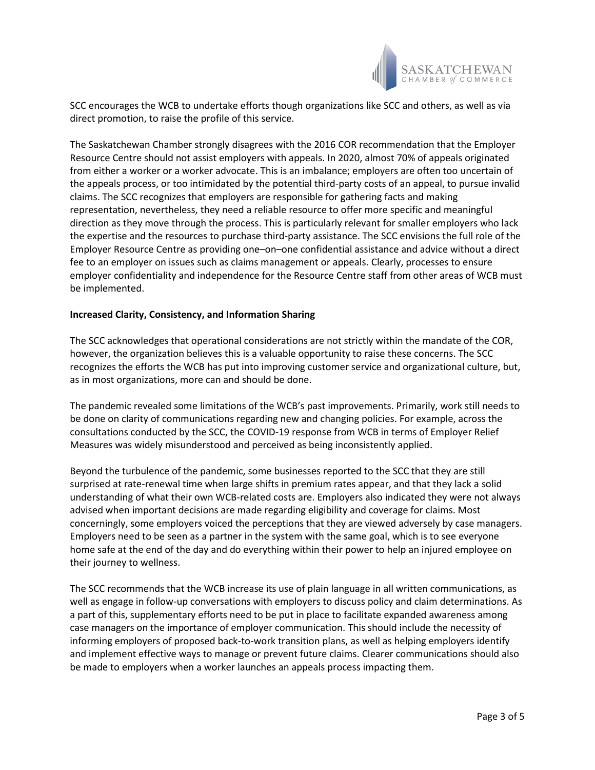SCC encourages the WCB to undertake efforts though organizations like SCC and others, as well as via direct promotion, to raise the profile of this service.

The Saskatchewan Chamber strongly disagrees with the 2016 COR recommendation that the Employer Resource Centre should not assist employers with appeals. In 2020, almost 70% of appeals originated from either a worker or a worker advocate. This is an imbalance; employers are often too uncertain of the appeals process, or too intimidated by the potential third-party costs of an appeal, to pursue invalid claims. The SCC recognizes that employers are responsible for gathering facts and making representation, nevertheless, they need a reliable resource to offer more specific and meaningful direction as they move through the process. This is particularly relevant for smaller employers who lack the expertise and the resources to purchase third-party assistance. The SCC envisions the full role of the Employer Resource Centre as providing one–on–one confidential assistance and advice without a direct fee to an employer on issues such as claims management or appeals. Clearly, processes to ensure employer confidentiality and independence for the Resource Centre staff from other areas of WCB must be implemented.

**Increased Clarity, Consistency, and Information Sharing**

The SCC acknowledges that operational considerations are not strictly within the mandate of the COR, however, the organization believes this is a valuable opportunity to raise these concerns. The SCC recognizes the efforts the WCB has put into improving customer service and organizational culture, but, as in most organizations, more can and should be done.

The pandemic revealed some limitations of the WCB's past improvements. Primarily, work still needs to be done on clarity of communications regarding new and changing policies. For example, across the consultations conducted by the SCC, the COVID-19 response from WCB in terms of Employer Relief Measures was widely misunderstood and perceived as being inconsistently applied.

Beyond the turbulence of the pandemic, some businesses reported to the SCC that they are still surprised at rate-renewal time when large shifts in premium rates appear, and that they lack a solid understanding of what their own WCB-related costs are. Employers also indicated they were not always advised when important decisions are made regarding eligibility and coverage for claims. Most concerningly, some employers voiced the perceptions that they are viewed adversely by case managers. Employers need to be seen as a partner in the system with the same goal, which is to see everyone home safe at the end of the day and do everything within their power to help an injured employee on their journey to wellness.

The SCC recommends that the WCB increase its use of plain language in all written communications, as well as engage in follow-up conversations with employers to discuss policy and claim determinations. As a part of this, supplementary efforts need to be put in place to facilitate expanded awareness among case managers on the importance of employer communication. This should include the necessity of informing employers of proposed back-to-work transition plans, as well as helping employers identify and implement effective ways to manage or prevent future claims. Clearer communications should also be made to employers when a worker launches an appeals process impacting them.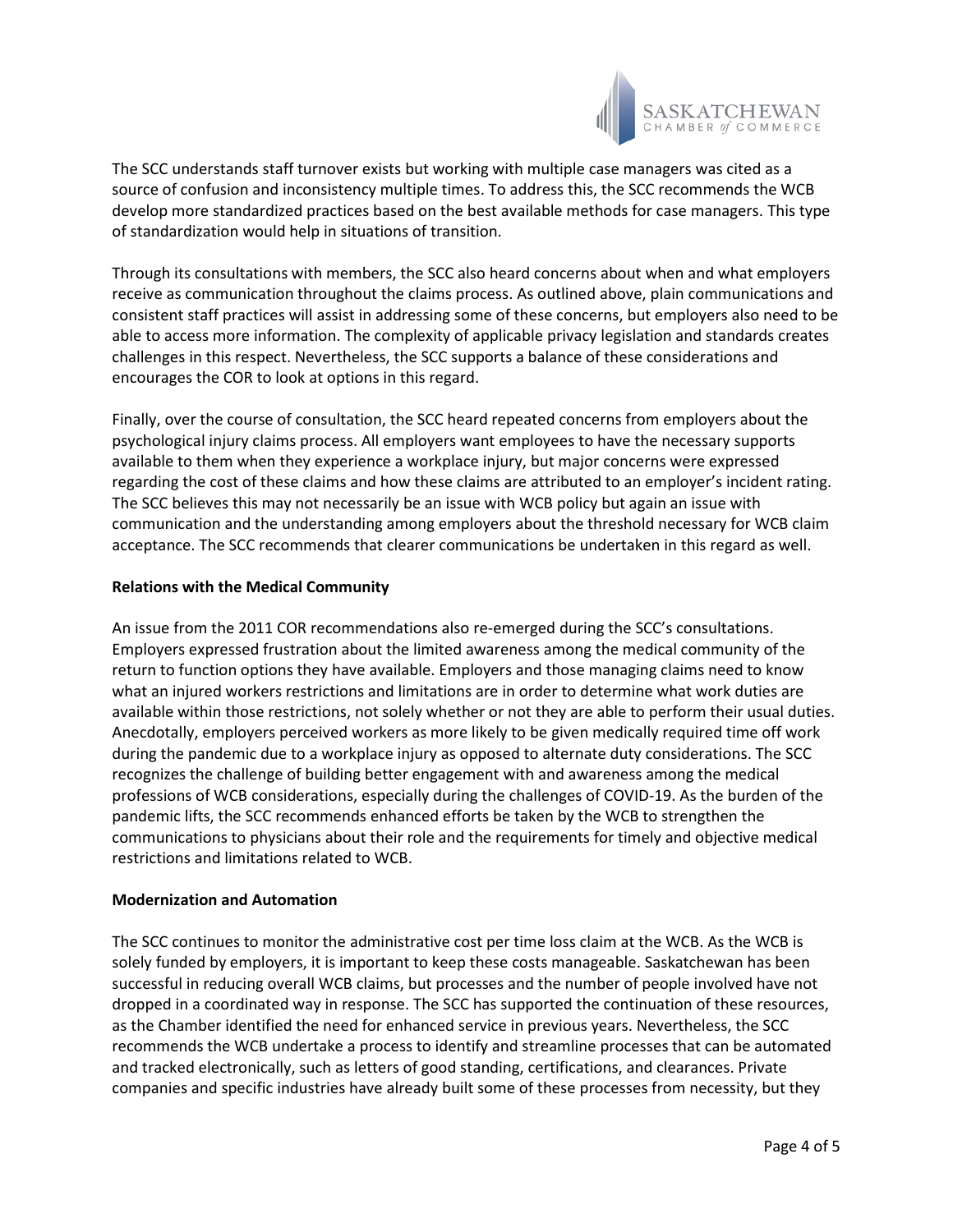The SCC understands staff turnover exists but working with multiple case managers was cited as a source of confusion and inconsistency multiple times. To address this, the SCC recommends the WCB develop more standardized practices based on the best available methods for case managers. This type of standardization would help in situations of transition.

Through its consultations with members, the SCC also heard concerns about when and what employers receive as communication throughout the claims process. As outlined above, plain communications and consistent staff practices will assist in addressing some of these concerns, but employers also need to be able to access more information. The complexity of applicable privacy legislation and standards creates challenges in this respect. Nevertheless, the SCC supports a balance of these considerations and encourages the COR to look at options in this regard.

Finally, over the course of consultation, the SCC heard repeated concerns from employers about the psychological injury claims process. All employers want employees to have the necessary supports available to them when they experience a workplace injury, but major concerns were expressed regarding the cost of these claims and how these claims are attributed to an employer's incident rating. The SCC believes this may not necessarily be an issue with WCB policy but again an issue with communication and the understanding among employers about the threshold necessary for WCB claim acceptance. The SCC recommends that clearer communications be undertaken in this regard as well.

**Relations with the Medical Community**

An issue from the 2011 COR recommendations also re-emerged during the SCC's consultations. Employers expressed frustration about the limited awareness among the medical community of the return to function options they have available. Employers and those managing claims need to know what an injured workers restrictions and limitations are in order to determine what work duties are available within those restrictions, not solely whether or not they are able to perform their usual duties. Anecdotally, employers perceived workers as more likely to be given medically required time off work during the pandemic due to a workplace injury as opposed to alternate duty considerations. The SCC recognizes the challenge of building better engagement with and awareness among the medical professions of WCB considerations, especially during the challenges of COVID-19. As the burden of the pandemic lifts, the SCC recommends enhanced efforts be taken by the WCB to strengthen the communications to physicians about their role and the requirements for timely and objective medical restrictions and limitations related to WCB.

**Modernization and Automation**

The SCC continues to monitor the administrative cost per time loss claim at the WCB. As the WCB is solely funded by employers, it is important to keep these costs manageable. Saskatchewan has been successful in reducing overall WCB claims, but processes and the number of people involved have not dropped in a coordinated way in response. The SCC has supported the continuation of these resources, as the Chamber identified the need for enhanced service in previous years. Nevertheless, the SCC recommends the WCB undertake a process to identify and streamline processes that can be automated and tracked electronically, such as letters of good standing, certifications, and clearances. Private companies and specific industries have already built some of these processes from necessity, but they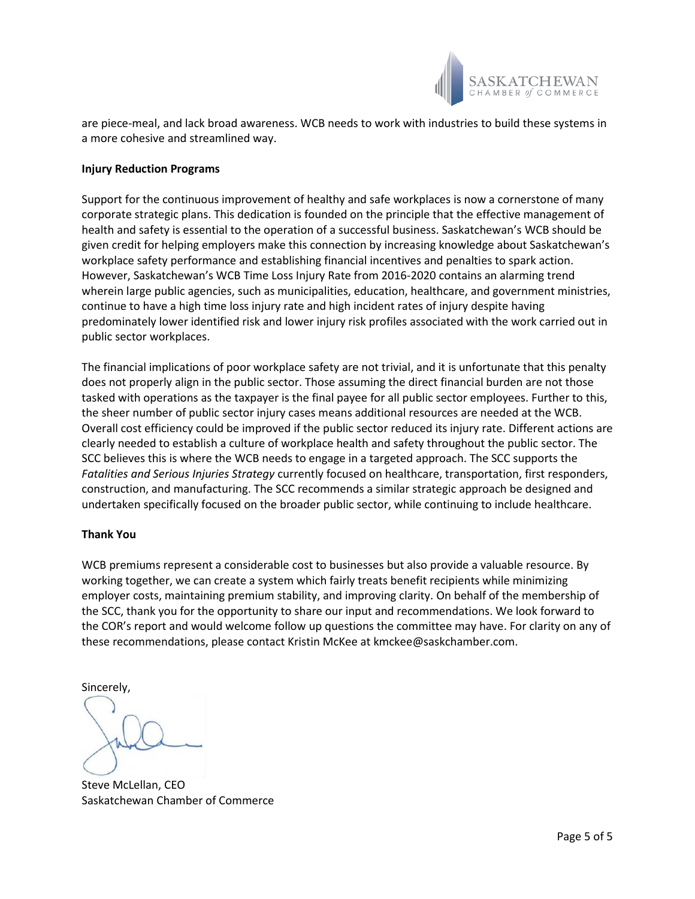are piece-meal, and lack broad awareness. WCB needs to work with industries to build these systems in a more cohesive and streamlined way.

**Injury Reduction Programs**

Support for the continuous improvement of healthy and safe workplaces is now a cornerstone of many corporate strategic plans. This dedication is founded on the principle that the effective management of health and safety is essential to the operation of a successful business. Saskatchewan's WCB should be given credit for helping employers make this connection by increasing knowledge about Saskatchewan's workplace safety performance and establishing financial incentives and penalties to spark action. However, Saskatchewan's WCB Time Loss Injury Rate from 2016-2020 contains an alarming trend wherein large public agencies, such as municipalities, education, healthcare, and government ministries, continue to have a high time loss injury rate and high incident rates of injury despite having predominately lower identified risk and lower injury risk profiles associated with the work carried out in public sector workplaces.

The financial implications of poor workplace safety are not trivial, and it is unfortunate that this penalty does not properly align in the public sector. Those assuming the direct financial burden are not those tasked with operations as the taxpayer is the final payee for all public sector employees. Further to this, the sheer number of public sector injury cases means additional resources are needed at the WCB. Overall cost efficiency could be improved if the public sector reduced its injury rate. Different actions are clearly needed to establish a culture of workplace health and safety throughout the public sector. The SCC believes this is where the WCB needs to engage in a targeted approach. The SCC supports the *Fatalities and Serious Injuries Strategy* currently focused on healthcare, transportation, first responders, construction, and manufacturing. The SCC recommends a similar strategic approach be designed and undertaken specifically focused on the broader public sector, while continuing to include healthcare.

**Thank You**

WCB premiums represent a considerable cost to businesses but also provide a valuable resource. By working together, we can create a system which fairly treats benefit recipients while minimizing employer costs, maintaining premium stability, and improving clarity. On behalf of the membership of the SCC, thank you for the opportunity to share our input and recommendations. We look forward to the COR's report and would welcome follow up questions the committee may have. For clarity on any of these recommendations, please contact Kristin McKee at kmckee@saskchamber.com.

Sincerely,

Steve McLellan, CEO
Saskatchewan Chamber of Commerce